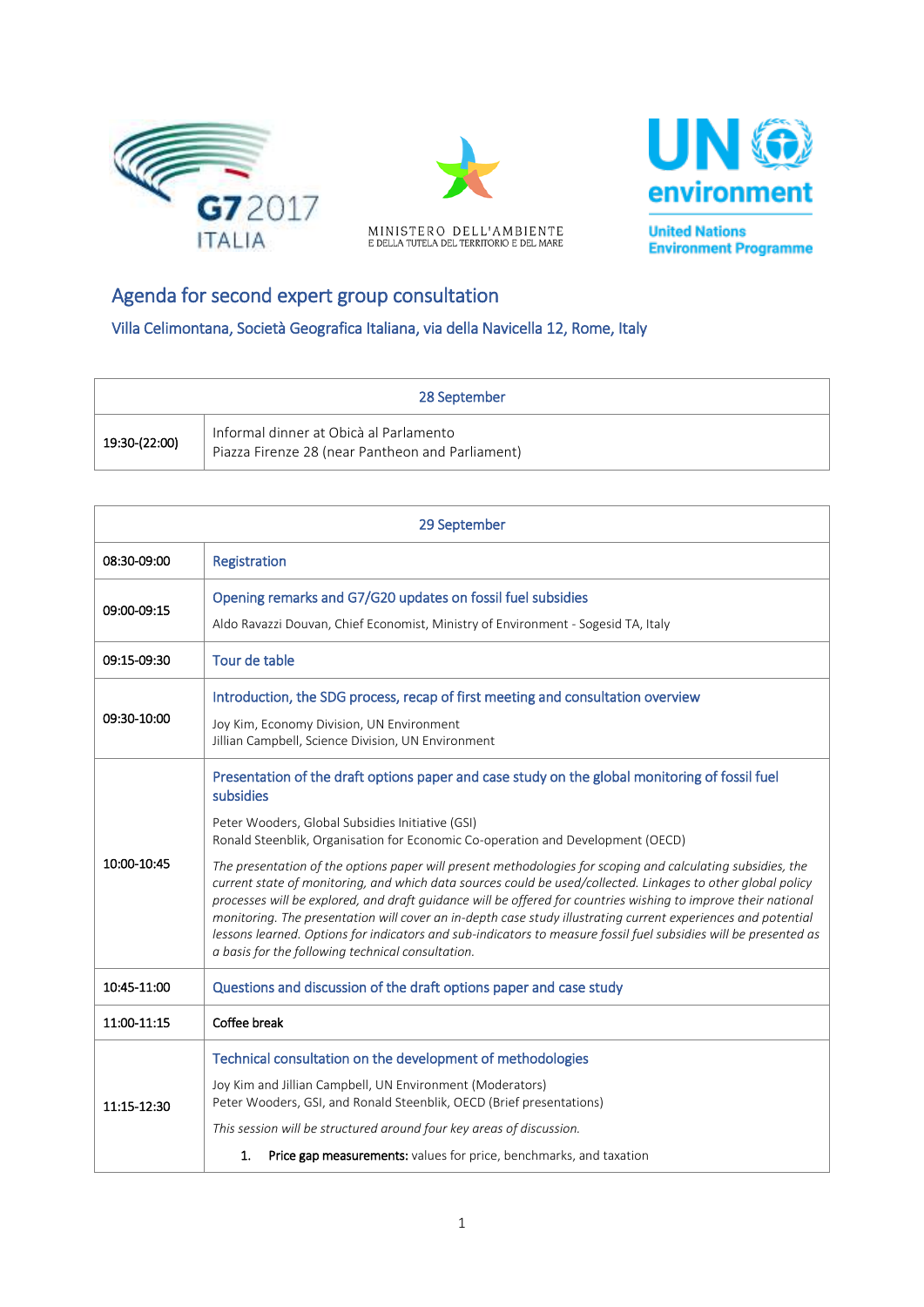G7 2017 ITALIA

MINISTERO DELL'AMBIENTE E DELLA TUTELA DEL TERRITORIO E DEL MARE

UN environment
United Nations Environment Programme

# Agenda for second expert group consultation

## Villa Celimontana, Società Geografica Italiana, via della Navicella 12, Rome, Italy

| 28 September | |
|---|---|
| 19:30-(22:00) | Informal dinner at Obicà al Parlamento<br>Piazza Firenze 28 (near Pantheon and Parliament) |

| 29 September | |
|---|---|
| 08:30-09:00 | Registration |
| 09:00-09:15 | Opening remarks and G7/G20 updates on fossil fuel subsidies<br><br>Aldo Ravazzi Douvan, Chief Economist, Ministry of Environment - Sogesid TA, Italy |
| 09:15-09:30 | Tour de table |
| 09:30-10:00 | Introduction, the SDG process, recap of first meeting and consultation overview<br><br>Joy Kim, Economy Division, UN Environment<br>Jillian Campbell, Science Division, UN Environment |
| 10:00-10:45 | Presentation of the draft options paper and case study on the global monitoring of fossil fuel subsidies<br><br>Peter Wooders, Global Subsidies Initiative (GSI)<br>Ronald Steenblik, Organisation for Economic Co-operation and Development (OECD)<br><br>*The presentation of the options paper will present methodologies for scoping and calculating subsidies, the current state of monitoring, and which data sources could be used/collected. Linkages to other global policy processes will be explored, and draft guidance will be offered for countries wishing to improve their national monitoring. The presentation will cover an in-depth case study illustrating current experiences and potential lessons learned. Options for indicators and sub-indicators to measure fossil fuel subsidies will be presented as a basis for the following technical consultation.* |
| 10:45-11:00 | Questions and discussion of the draft options paper and case study |
| 11:00-11:15 | Coffee break |
| 11:15-12:30 | Technical consultation on the development of methodologies<br><br>Joy Kim and Jillian Campbell, UN Environment (Moderators)<br>Peter Wooders, GSI, and Ronald Steenblik, OECD (Brief presentations)<br><br>*This session will be structured around four key areas of discussion.*<br><br>1. **Price gap measurements:** values for price, benchmarks, and taxation |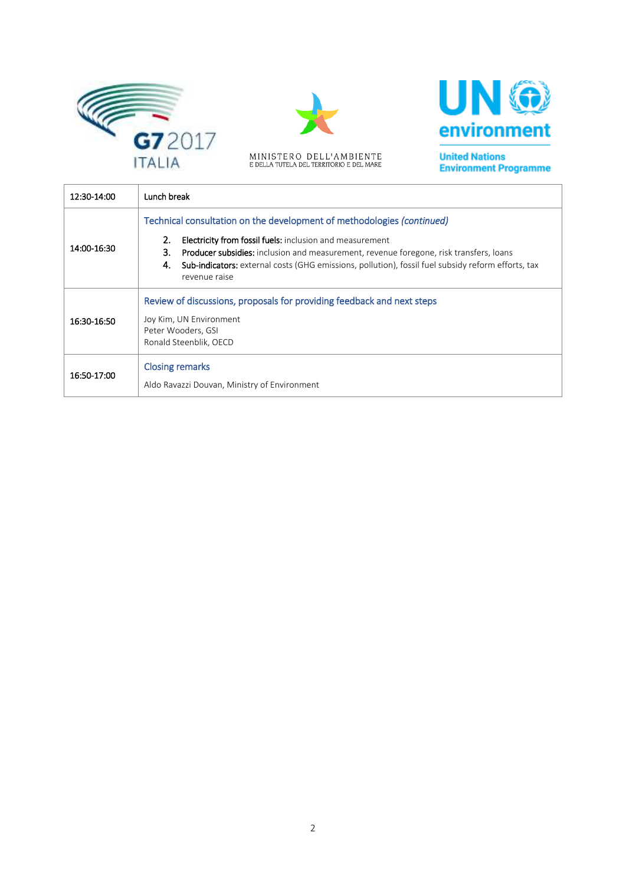G7 2017 ITALIA

MINISTERO DELL'AMBIENTE E DELLA TUTELA DEL TERRITORIO E DEL MARE

UN environment — United Nations Environment Programme

| | |
|---|---|
| 12:30-14:00 | Lunch break |
| 14:00-16:30 | Technical consultation on the development of methodologies *(continued)*<br><br>2. **Electricity from fossil fuels:** inclusion and measurement<br>3. **Producer subsidies:** inclusion and measurement, revenue foregone, risk transfers, loans<br>4. **Sub-indicators:** external costs (GHG emissions, pollution), fossil fuel subsidy reform efforts, tax revenue raise |
| 16:30-16:50 | Review of discussions, proposals for providing feedback and next steps<br><br>Joy Kim, UN Environment<br>Peter Wooders, GSI<br>Ronald Steenblik, OECD |
| 16:50-17:00 | Closing remarks<br><br>Aldo Ravazzi Douvan, Ministry of Environment |